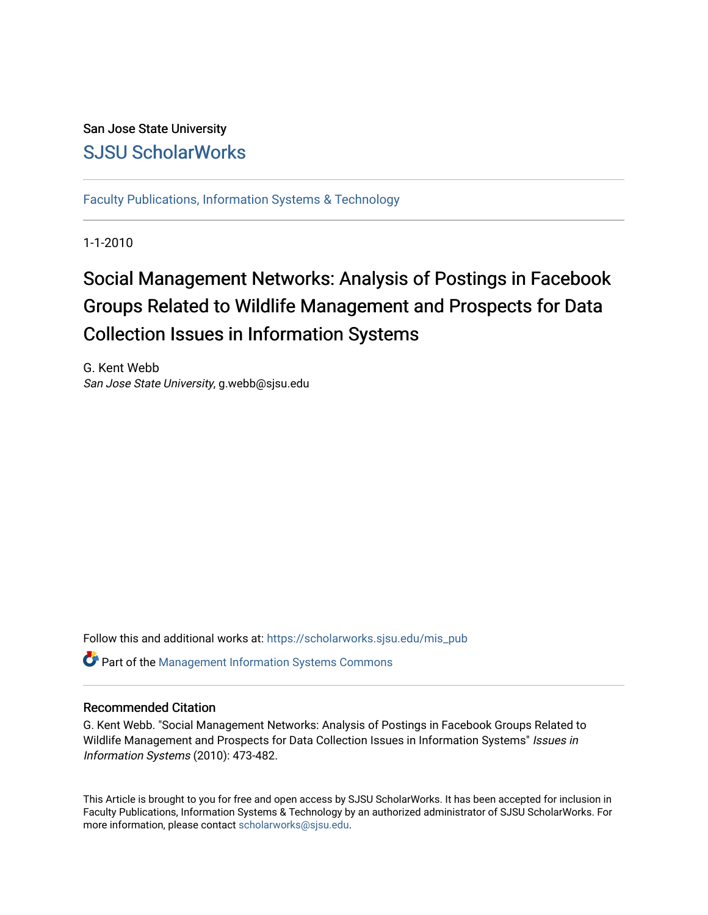San Jose State University

# SJSU ScholarWorks

Faculty Publications, Information Systems & Technology

1-1-2010

# Social Management Networks: Analysis of Postings in Facebook Groups Related to Wildlife Management and Prospects for Data Collection Issues in Information Systems

G. Kent Webb
*San Jose State University*, g.webb@sjsu.edu

Follow this and additional works at: https://scholarworks.sjsu.edu/mis_pub

Part of the Management Information Systems Commons

## Recommended Citation

G. Kent Webb. "Social Management Networks: Analysis of Postings in Facebook Groups Related to Wildlife Management and Prospects for Data Collection Issues in Information Systems" *Issues in Information Systems* (2010): 473-482.

This Article is brought to you for free and open access by SJSU ScholarWorks. It has been accepted for inclusion in Faculty Publications, Information Systems & Technology by an authorized administrator of SJSU ScholarWorks. For more information, please contact scholarworks@sjsu.edu.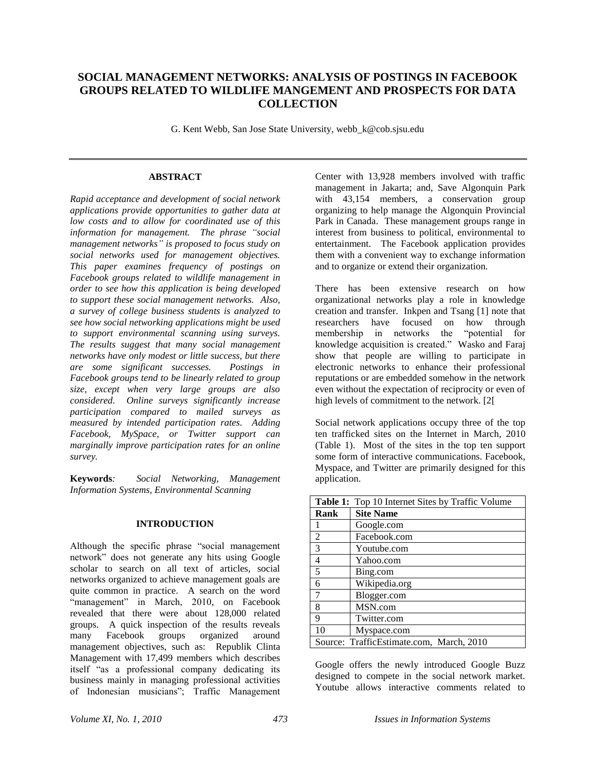# SOCIAL MANAGEMENT NETWORKS: ANALYSIS OF POSTINGS IN FACEBOOK GROUPS RELATED TO WILDLIFE MANGEMENT AND PROSPECTS FOR DATA COLLECTION

G. Kent Webb, San Jose State University, webb_k@cob.sjsu.edu

## ABSTRACT

*Rapid acceptance and development of social network applications provide opportunities to gather data at low costs and to allow for coordinated use of this information for management. The phrase "social management networks" is proposed to focus study on social networks used for management objectives. This paper examines frequency of postings on Facebook groups related to wildlife management in order to see how this application is being developed to support these social management networks. Also, a survey of college business students is analyzed to see how social networking applications might be used to support environmental scanning using surveys. The results suggest that many social management networks have only modest or little success, but there are some significant successes. Postings in Facebook groups tend to be linearly related to group size, except when very large groups are also considered. Online surveys significantly increase participation compared to mailed surveys as measured by intended participation rates. Adding Facebook, MySpace, or Twitter support can marginally improve participation rates for an online survey.*

**Keywords**: *Social Networking, Management Information Systems, Environmental Scanning*

## INTRODUCTION

Although the specific phrase "social management network" does not generate any hits using Google scholar to search on all text of articles, social networks organized to achieve management goals are quite common in practice. A search on the word "management" in March, 2010, on Facebook revealed that there were about 128,000 related groups. A quick inspection of the results reveals many Facebook groups organized around management objectives, such as: Republik Clinta Management with 17,499 members which describes itself "as a professional company dedicating its business mainly in managing professional activities of Indonesian musicians"; Traffic Management Center with 13,928 members involved with traffic management in Jakarta; and, Save Algonquin Park with 43,154 members, a conservation group organizing to help manage the Algonquin Provincial Park in Canada. These management groups range in interest from business to political, environmental to entertainment. The Facebook application provides them with a convenient way to exchange information and to organize or extend their organization.

There has been extensive research on how organizational networks play a role in knowledge creation and transfer. Inkpen and Tsang [1] note that researchers have focused on how through membership in networks the "potential for knowledge acquisition is created." Wasko and Faraj show that people are willing to participate in electronic networks to enhance their professional reputations or are embedded somehow in the network even without the expectation of reciprocity or even of high levels of commitment to the network. [2[

Social network applications occupy three of the top ten trafficked sites on the Internet in March, 2010 (Table 1). Most of the sites in the top ten support some form of interactive communications. Facebook, Myspace, and Twitter are primarily designed for this application.

**Table 1:** Top 10 Internet Sites by Traffic Volume

| Rank | Site Name |
|---|---|
| 1 | Google.com |
| 2 | Facebook.com |
| 3 | Youtube.com |
| 4 | Yahoo.com |
| 5 | Bing.com |
| 6 | Wikipedia.org |
| 7 | Blogger.com |
| 8 | MSN.com |
| 9 | Twitter.com |
| 10 | Myspace.com |
| Source: TrafficEstimate.com, March, 2010 | |

Google offers the newly introduced Google Buzz designed to compete in the social network market. Youtube allows interactive comments related to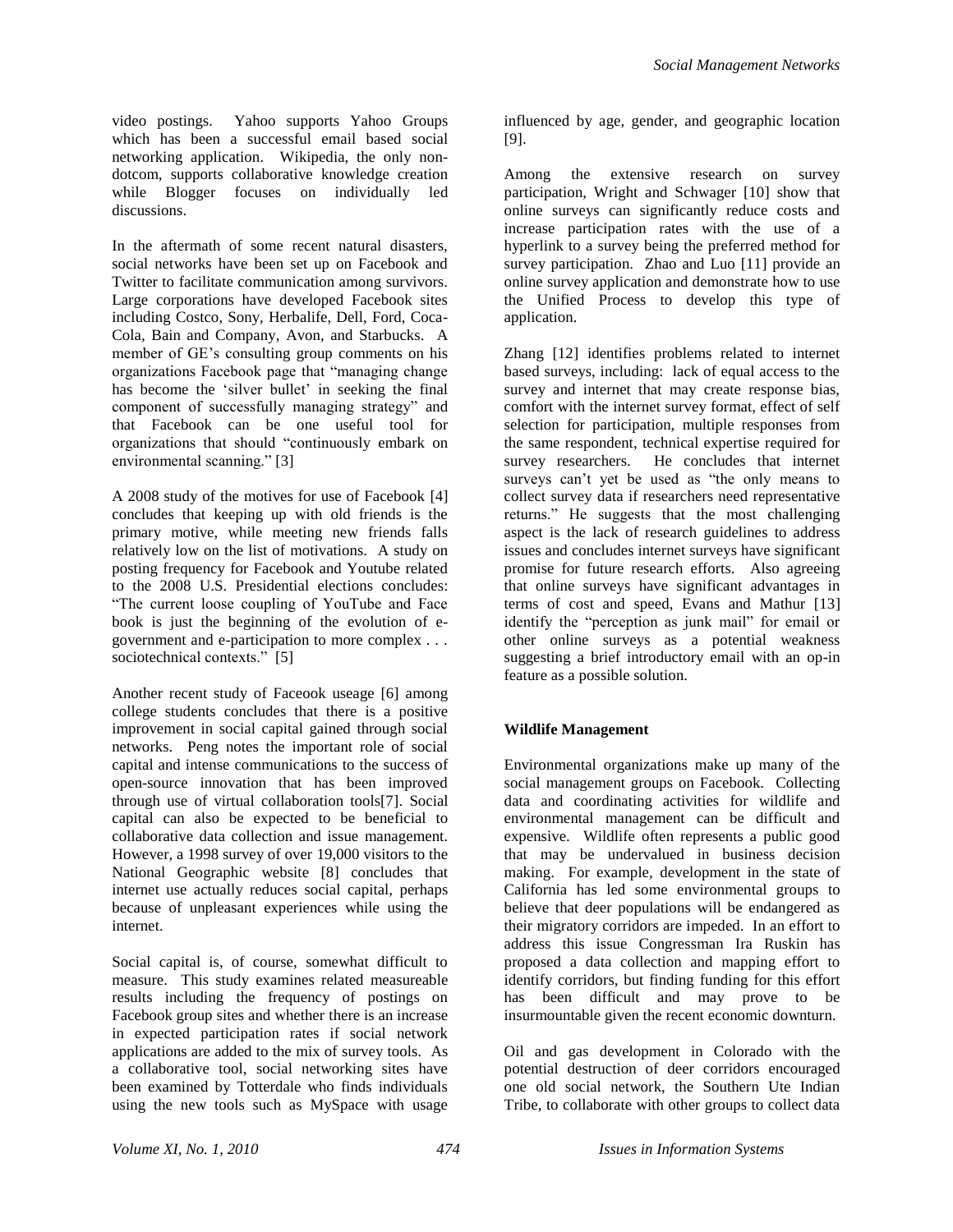video postings. Yahoo supports Yahoo Groups which has been a successful email based social networking application. Wikipedia, the only non-dotcom, supports collaborative knowledge creation while Blogger focuses on individually led discussions.

In the aftermath of some recent natural disasters, social networks have been set up on Facebook and Twitter to facilitate communication among survivors. Large corporations have developed Facebook sites including Costco, Sony, Herbalife, Dell, Ford, Coca-Cola, Bain and Company, Avon, and Starbucks. A member of GE's consulting group comments on his organizations Facebook page that "managing change has become the 'silver bullet' in seeking the final component of successfully managing strategy" and that Facebook can be one useful tool for organizations that should "continuously embark on environmental scanning." [3]

A 2008 study of the motives for use of Facebook [4] concludes that keeping up with old friends is the primary motive, while meeting new friends falls relatively low on the list of motivations. A study on posting frequency for Facebook and Youtube related to the 2008 U.S. Presidential elections concludes: "The current loose coupling of YouTube and Face book is just the beginning of the evolution of e-government and e-participation to more complex . . . sociotechnical contexts." [5]

Another recent study of Faceook useage [6] among college students concludes that there is a positive improvement in social capital gained through social networks. Peng notes the important role of social capital and intense communications to the success of open-source innovation that has been improved through use of virtual collaboration tools[7]. Social capital can also be expected to be beneficial to collaborative data collection and issue management. However, a 1998 survey of over 19,000 visitors to the National Geographic website [8] concludes that internet use actually reduces social capital, perhaps because of unpleasant experiences while using the internet.

Social capital is, of course, somewhat difficult to measure. This study examines related measureable results including the frequency of postings on Facebook group sites and whether there is an increase in expected participation rates if social network applications are added to the mix of survey tools. As a collaborative tool, social networking sites have been examined by Totterdale who finds individuals using the new tools such as MySpace with usage influenced by age, gender, and geographic location [9].

Among the extensive research on survey participation, Wright and Schwager [10] show that online surveys can significantly reduce costs and increase participation rates with the use of a hyperlink to a survey being the preferred method for survey participation. Zhao and Luo [11] provide an online survey application and demonstrate how to use the Unified Process to develop this type of application.

Zhang [12] identifies problems related to internet based surveys, including: lack of equal access to the survey and internet that may create response bias, comfort with the internet survey format, effect of self selection for participation, multiple responses from the same respondent, technical expertise required for survey researchers. He concludes that internet surveys can't yet be used as "the only means to collect survey data if researchers need representative returns." He suggests that the most challenging aspect is the lack of research guidelines to address issues and concludes internet surveys have significant promise for future research efforts. Also agreeing that online surveys have significant advantages in terms of cost and speed, Evans and Mathur [13] identify the "perception as junk mail" for email or other online surveys as a potential weakness suggesting a brief introductory email with an op-in feature as a possible solution.

## Wildlife Management

Environmental organizations make up many of the social management groups on Facebook. Collecting data and coordinating activities for wildlife and environmental management can be difficult and expensive. Wildlife often represents a public good that may be undervalued in business decision making. For example, development in the state of California has led some environmental groups to believe that deer populations will be endangered as their migratory corridors are impeded. In an effort to address this issue Congressman Ira Ruskin has proposed a data collection and mapping effort to identify corridors, but finding funding for this effort has been difficult and may prove to be insurmountable given the recent economic downturn.

Oil and gas development in Colorado with the potential destruction of deer corridors encouraged one old social network, the Southern Ute Indian Tribe, to collaborate with other groups to collect data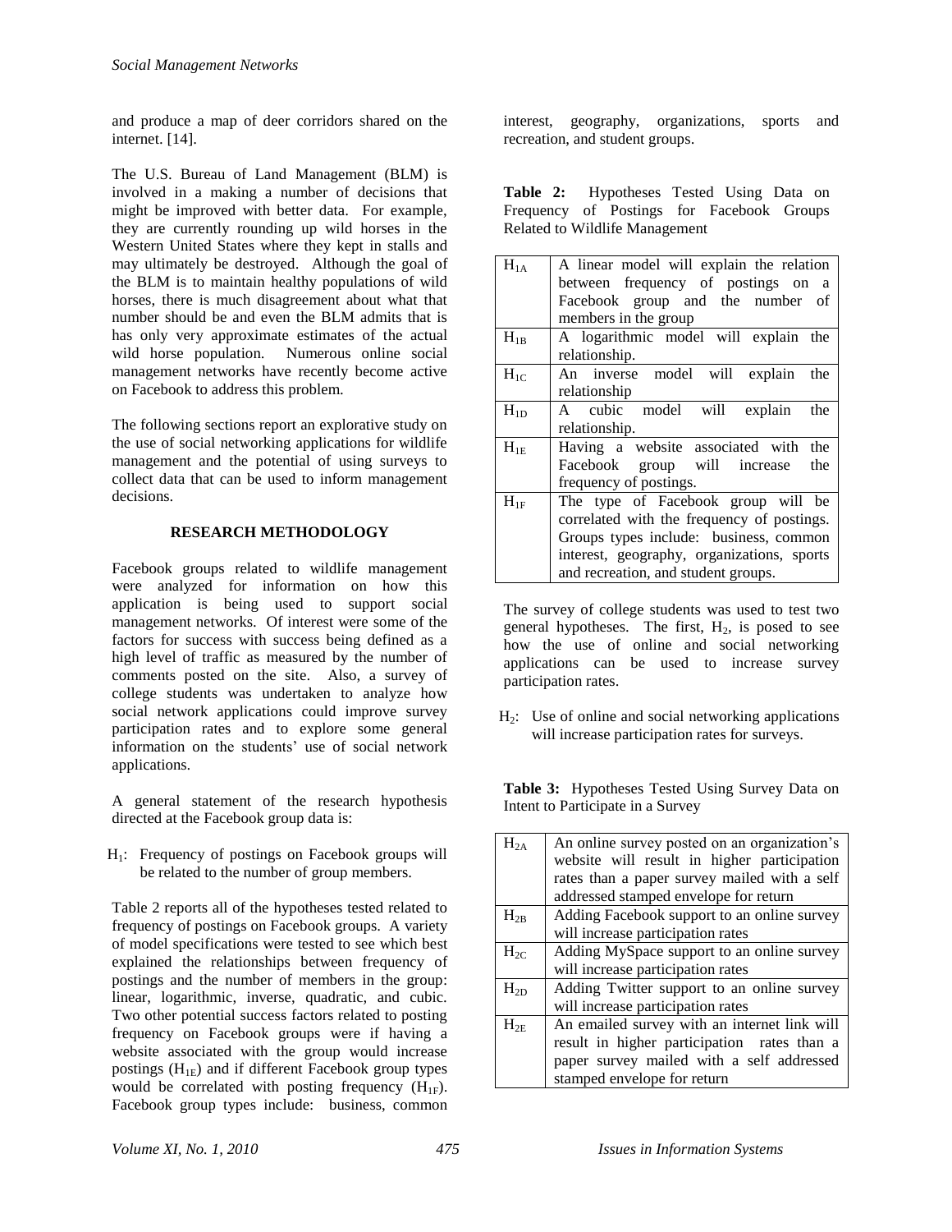and produce a map of deer corridors shared on the internet. [14].

The U.S. Bureau of Land Management (BLM) is involved in a making a number of decisions that might be improved with better data. For example, they are currently rounding up wild horses in the Western United States where they kept in stalls and may ultimately be destroyed. Although the goal of the BLM is to maintain healthy populations of wild horses, there is much disagreement about what that number should be and even the BLM admits that is has only very approximate estimates of the actual wild horse population. Numerous online social management networks have recently become active on Facebook to address this problem.

The following sections report an explorative study on the use of social networking applications for wildlife management and the potential of using surveys to collect data that can be used to inform management decisions.

## RESEARCH METHODOLOGY

Facebook groups related to wildlife management were analyzed for information on how this application is being used to support social management networks. Of interest were some of the factors for success with success being defined as a high level of traffic as measured by the number of comments posted on the site. Also, a survey of college students was undertaken to analyze how social network applications could improve survey participation rates and to explore some general information on the students' use of social network applications.

A general statement of the research hypothesis directed at the Facebook group data is:

$H_1$: Frequency of postings on Facebook groups will be related to the number of group members.

Table 2 reports all of the hypotheses tested related to frequency of postings on Facebook groups. A variety of model specifications were tested to see which best explained the relationships between frequency of postings and the number of members in the group: linear, logarithmic, inverse, quadratic, and cubic. Two other potential success factors related to posting frequency on Facebook groups were if having a website associated with the group would increase postings ($H_{1E}$) and if different Facebook group types would be correlated with posting frequency ($H_{1F}$). Facebook group types include: business, common interest, geography, organizations, sports and recreation, and student groups.

**Table 2:** Hypotheses Tested Using Data on Frequency of Postings for Facebook Groups Related to Wildlife Management

| | |
|---|---|
| $H_{1A}$ | A linear model will explain the relation between frequency of postings on a Facebook group and the number of members in the group |
| $H_{1B}$ | A logarithmic model will explain the relationship. |
| $H_{1C}$ | An inverse model will explain the relationship |
| $H_{1D}$ | A cubic model will explain the relationship. |
| $H_{1E}$ | Having a website associated with the Facebook group will increase the frequency of postings. |
| $H_{1F}$ | The type of Facebook group will be correlated with the frequency of postings. Groups types include: business, common interest, geography, organizations, sports and recreation, and student groups. |

The survey of college students was used to test two general hypotheses. The first, $H_2$, is posed to see how the use of online and social networking applications can be used to increase survey participation rates.

$H_2$: Use of online and social networking applications will increase participation rates for surveys.

**Table 3:** Hypotheses Tested Using Survey Data on Intent to Participate in a Survey

| | |
|---|---|
| $H_{2A}$ | An online survey posted on an organization's website will result in higher participation rates than a paper survey mailed with a self addressed stamped envelope for return |
| $H_{2B}$ | Adding Facebook support to an online survey will increase participation rates |
| $H_{2C}$ | Adding MySpace support to an online survey will increase participation rates |
| $H_{2D}$ | Adding Twitter support to an online survey will increase participation rates |
| $H_{2E}$ | An emailed survey with an internet link will result in higher participation rates than a paper survey mailed with a self addressed stamped envelope for return |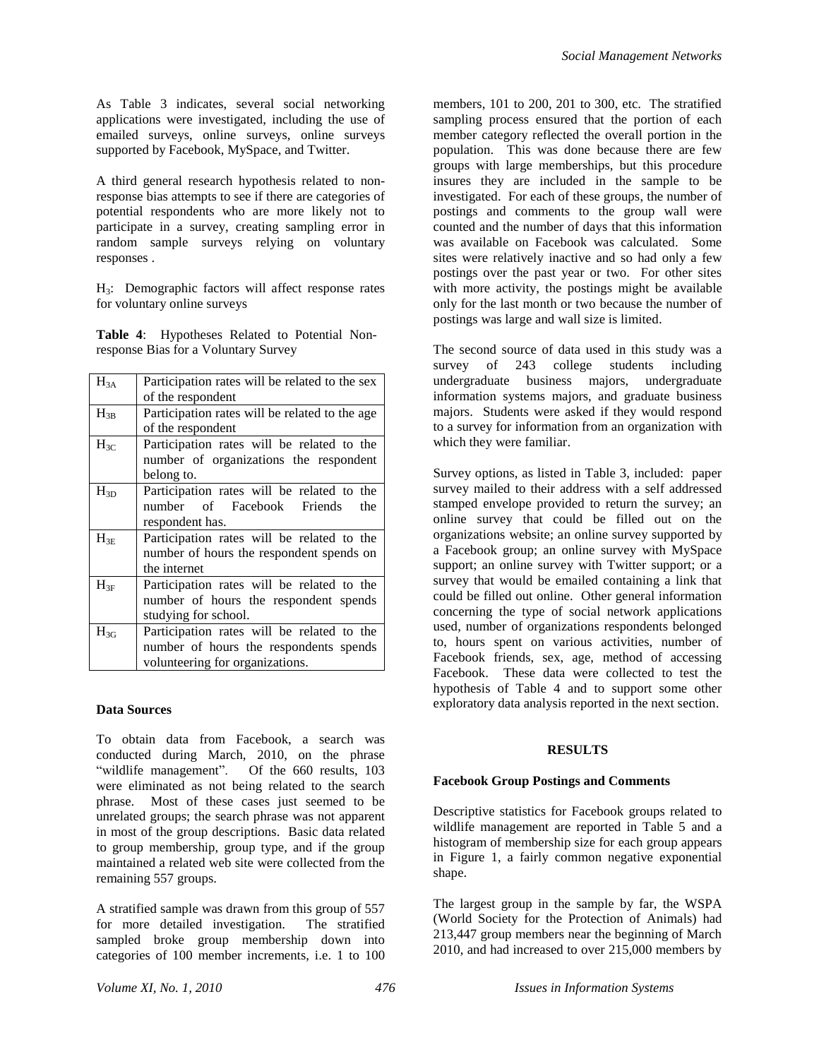As Table 3 indicates, several social networking applications were investigated, including the use of emailed surveys, online surveys, online surveys supported by Facebook, MySpace, and Twitter.

A third general research hypothesis related to non-response bias attempts to see if there are categories of potential respondents who are more likely not to participate in a survey, creating sampling error in random sample surveys relying on voluntary responses .

$H_3$: Demographic factors will affect response rates for voluntary online surveys

**Table 4**: Hypotheses Related to Potential Non-response Bias for a Voluntary Survey

| | |
|---|---|
| $H_{3A}$ | Participation rates will be related to the sex of the respondent |
| $H_{3B}$ | Participation rates will be related to the age of the respondent |
| $H_{3C}$ | Participation rates will be related to the number of organizations the respondent belong to. |
| $H_{3D}$ | Participation rates will be related to the number of Facebook Friends the respondent has. |
| $H_{3E}$ | Participation rates will be related to the number of hours the respondent spends on the internet |
| $H_{3F}$ | Participation rates will be related to the number of hours the respondent spends studying for school. |
| $H_{3G}$ | Participation rates will be related to the number of hours the respondents spends volunteering for organizations. |

### Data Sources

To obtain data from Facebook, a search was conducted during March, 2010, on the phrase "wildlife management". Of the 660 results, 103 were eliminated as not being related to the search phrase. Most of these cases just seemed to be unrelated groups; the search phrase was not apparent in most of the group descriptions. Basic data related to group membership, group type, and if the group maintained a related web site were collected from the remaining 557 groups.

A stratified sample was drawn from this group of 557 for more detailed investigation. The stratified sampled broke group membership down into categories of 100 member increments, i.e. 1 to 100 members, 101 to 200, 201 to 300, etc. The stratified sampling process ensured that the portion of each member category reflected the overall portion in the population. This was done because there are few groups with large memberships, but this procedure insures they are included in the sample to be investigated. For each of these groups, the number of postings and comments to the group wall were counted and the number of days that this information was available on Facebook was calculated. Some sites were relatively inactive and so had only a few postings over the past year or two. For other sites with more activity, the postings might be available only for the last month or two because the number of postings was large and wall size is limited.

The second source of data used in this study was a survey of 243 college students including undergraduate business majors, undergraduate information systems majors, and graduate business majors. Students were asked if they would respond to a survey for information from an organization with which they were familiar.

Survey options, as listed in Table 3, included: paper survey mailed to their address with a self addressed stamped envelope provided to return the survey; an online survey that could be filled out on the organizations website; an online survey supported by a Facebook group; an online survey with MySpace support; an online survey with Twitter support; or a survey that would be emailed containing a link that could be filled out online. Other general information concerning the type of social network applications used, number of organizations respondents belonged to, hours spent on various activities, number of Facebook friends, sex, age, method of accessing Facebook. These data were collected to test the hypothesis of Table 4 and to support some other exploratory data analysis reported in the next section.

## RESULTS

### Facebook Group Postings and Comments

Descriptive statistics for Facebook groups related to wildlife management are reported in Table 5 and a histogram of membership size for each group appears in Figure 1, a fairly common negative exponential shape.

The largest group in the sample by far, the WSPA (World Society for the Protection of Animals) had 213,447 group members near the beginning of March 2010, and had increased to over 215,000 members by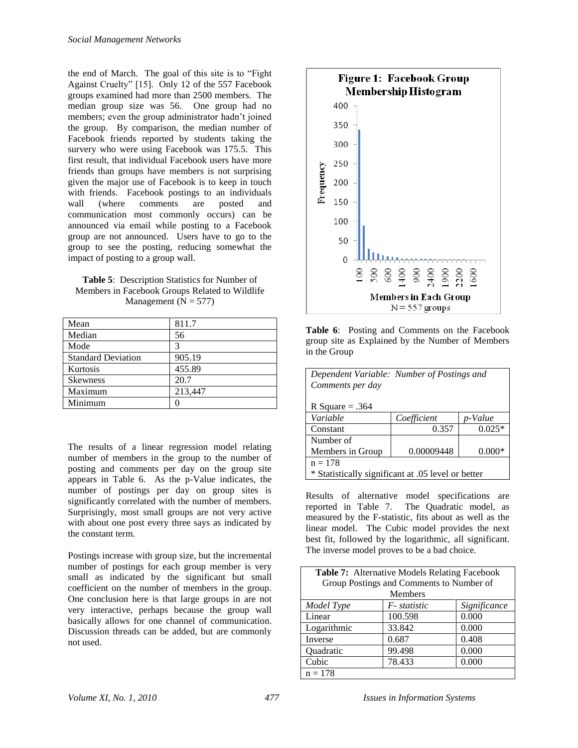the end of March. The goal of this site is to "Fight Against Cruelty" [15]. Only 12 of the 557 Facebook groups examined had more than 2500 members. The median group size was 56. One group had no members; even the group administrator hadn't joined the group. By comparison, the median number of Facebook friends reported by students taking the survery who were using Facebook was 175.5. This first result, that individual Facebook users have more friends than groups have members is not surprising given the major use of Facebook is to keep in touch with friends. Facebook postings to an individuals wall (where comments are posted and communication most commonly occurs) can be announced via email while posting to a Facebook group are not announced. Users have to go to the group to see the posting, reducing somewhat the impact of posting to a group wall.

**Table 5**: Description Statistics for Number of Members in Facebook Groups Related to Wildlife Management (N = 577)

| | |
|---|---|
| Mean | 811.7 |
| Median | 56 |
| Mode | 3 |
| Standard Deviation | 905.19 |
| Kurtosis | 455.89 |
| Skewness | 20.7 |
| Maximum | 213,447 |
| Minimum | 0 |

The results of a linear regression model relating number of members in the group to the number of posting and comments per day on the group site appears in Table 6. As the p-Value indicates, the number of postings per day on group sites is significantly correlated with the number of members. Surprisingly, most small groups are not very active with about one post every three says as indicated by the constant term.

Postings increase with group size, but the incremental number of postings for each group member is very small as indicated by the significant but small coefficient on the number of members in the group. One conclusion here is that large groups in are not very interactive, perhaps because the group wall basically allows for one channel of communication. Discussion threads can be added, but are commonly not used.

**Figure 1: Facebook Group Membership Histogram**

**Table 6**: Posting and Comments on the Facebook group site as Explained by the Number of Members in the Group

| *Dependent Variable: Number of Postings and Comments per day* | | |
|---|---|---|
| R Square = .364 | | |
| *Variable* | *Coefficient* | *p-Value* |
| Constant | 0.357 | 0.025* |
| Number of Members in Group | 0.00009448 | 0.000* |
| n = 178 | | |
| * Statistically significant at .05 level or better | | |

Results of alternative model specifications are reported in Table 7. The Quadratic model, as measured by the F-statistic, fits about as well as the linear model. The Cubic model provides the next best fit, followed by the logarithmic, all significant. The inverse model proves to be a bad choice.

**Table 7:** Alternative Models Relating Facebook Group Postings and Comments to Number of Members

| *Model Type* | *F- statistic* | *Significance* |
|---|---|---|
| Linear | 100.598 | 0.000 |
| Logarithmic | 33.842 | 0.000 |
| Inverse | 0.687 | 0.408 |
| Quadratic | 99.498 | 0.000 |
| Cubic | 78.433 | 0.000 |
| n = 178 | | |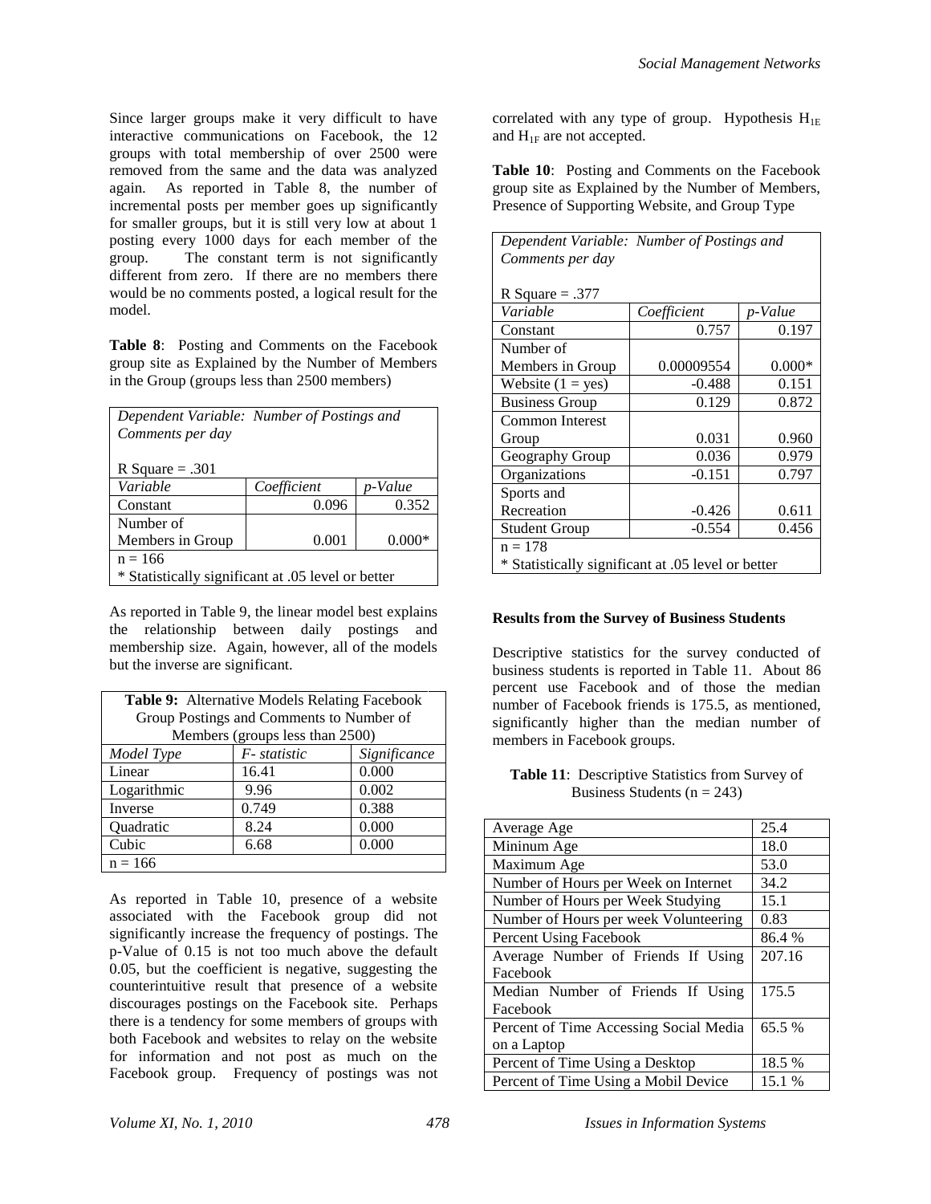Since larger groups make it very difficult to have interactive communications on Facebook, the 12 groups with total membership of over 2500 were removed from the same and the data was analyzed again. As reported in Table 8, the number of incremental posts per member goes up significantly for smaller groups, but it is still very low at about 1 posting every 1000 days for each member of the group. The constant term is not significantly different from zero. If there are no members there would be no comments posted, a logical result for the model.

**Table 8**: Posting and Comments on the Facebook group site as Explained by the Number of Members in the Group (groups less than 2500 members)

| *Dependent Variable: Number of Postings and Comments per day*<br><br>R Square = .301 | | |
|---|---|---|
| *Variable* | *Coefficient* | *p-Value* |
| Constant | 0.096 | 0.352 |
| Number of Members in Group | 0.001 | 0.000* |
| n = 166 | | |
| * Statistically significant at .05 level or better | | |

As reported in Table 9, the linear model best explains the relationship between daily postings and membership size. Again, however, all of the models but the inverse are significant.

**Table 9:** Alternative Models Relating Facebook Group Postings and Comments to Number of Members (groups less than 2500)

| *Model Type* | *F- statistic* | *Significance* |
|---|---|---|
| Linear | 16.41 | 0.000 |
| Logarithmic | 9.96 | 0.002 |
| Inverse | 0.749 | 0.388 |
| Quadratic | 8.24 | 0.000 |
| Cubic | 6.68 | 0.000 |
| n = 166 | | |

As reported in Table 10, presence of a website associated with the Facebook group did not significantly increase the frequency of postings. The p-Value of 0.15 is not too much above the default 0.05, but the coefficient is negative, suggesting the counterintuitive result that presence of a website discourages postings on the Facebook site. Perhaps there is a tendency for some members of groups with both Facebook and websites to relay on the website for information and not post as much on the Facebook group. Frequency of postings was not correlated with any type of group. Hypothesis $H_{1E}$ and $H_{1F}$ are not accepted.

**Table 10**: Posting and Comments on the Facebook group site as Explained by the Number of Members, Presence of Supporting Website, and Group Type

| *Dependent Variable: Number of Postings and Comments per day*<br><br>R Square = .377 | | |
|---|---|---|
| *Variable* | *Coefficient* | *p-Value* |
| Constant | 0.757 | 0.197 |
| Number of Members in Group | 0.00009554 | 0.000* |
| Website (1 = yes) | -0.488 | 0.151 |
| Business Group | 0.129 | 0.872 |
| Common Interest Group | 0.031 | 0.960 |
| Geography Group | 0.036 | 0.979 |
| Organizations | -0.151 | 0.797 |
| Sports and Recreation | -0.426 | 0.611 |
| Student Group | -0.554 | 0.456 |
| n = 178 | | |
| * Statistically significant at .05 level or better | | |

**Results from the Survey of Business Students**

Descriptive statistics for the survey conducted of business students is reported in Table 11. About 86 percent use Facebook and of those the median number of Facebook friends is 175.5, as mentioned, significantly higher than the median number of members in Facebook groups.

**Table 11**: Descriptive Statistics from Survey of Business Students (n = 243)

| | |
|---|---|
| Average Age | 25.4 |
| Mininum Age | 18.0 |
| Maximum Age | 53.0 |
| Number of Hours per Week on Internet | 34.2 |
| Number of Hours per Week Studying | 15.1 |
| Number of Hours per week Volunteering | 0.83 |
| Percent Using Facebook | 86.4 % |
| Average Number of Friends If Using Facebook | 207.16 |
| Median Number of Friends If Using Facebook | 175.5 |
| Percent of Time Accessing Social Media on a Laptop | 65.5 % |
| Percent of Time Using a Desktop | 18.5 % |
| Percent of Time Using a Mobil Device | 15.1 % |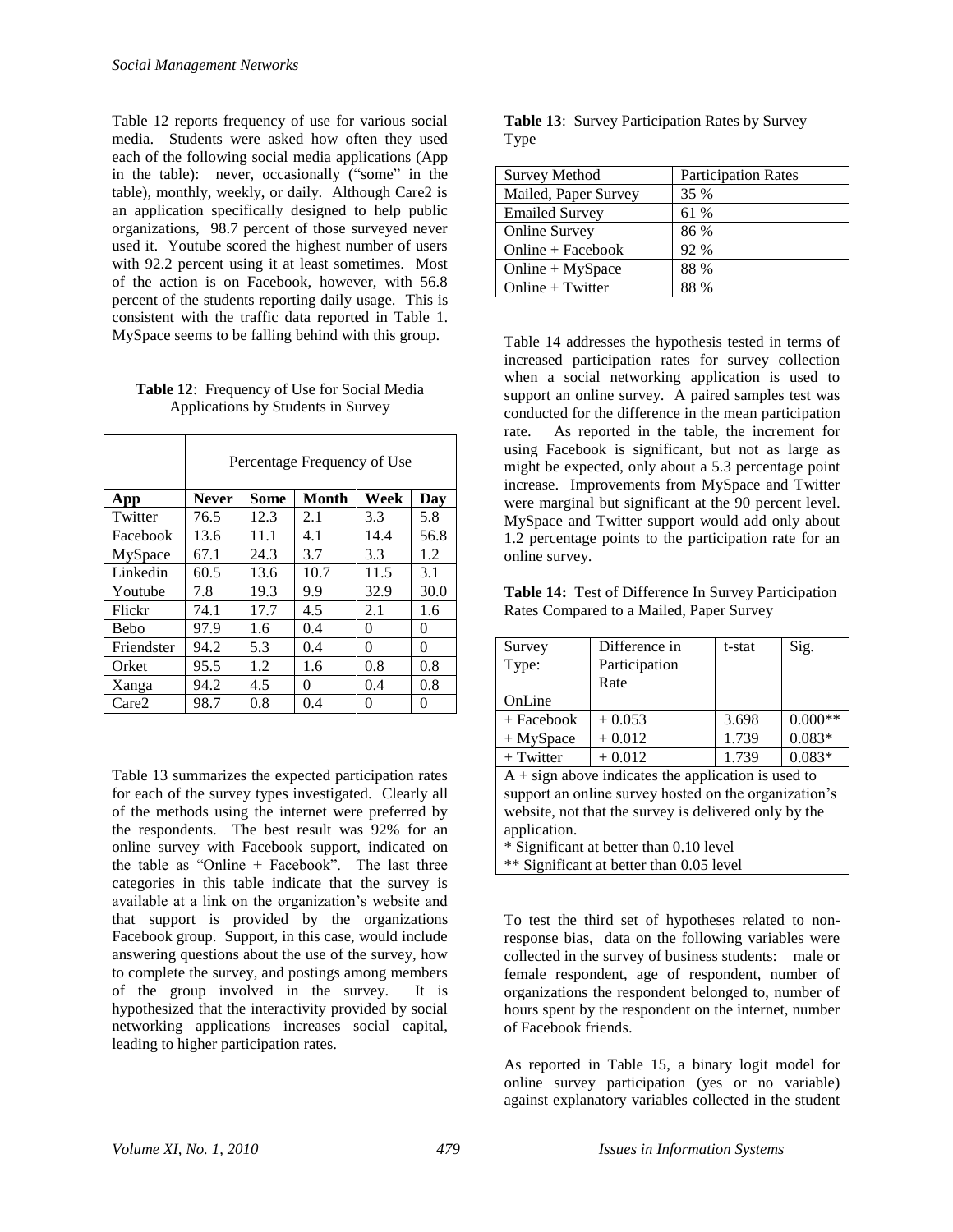Table 12 reports frequency of use for various social media. Students were asked how often they used each of the following social media applications (App in the table): never, occasionally ("some" in the table), monthly, weekly, or daily. Although Care2 is an application specifically designed to help public organizations, 98.7 percent of those surveyed never used it. Youtube scored the highest number of users with 92.2 percent using it at least sometimes. Most of the action is on Facebook, however, with 56.8 percent of the students reporting daily usage. This is consistent with the traffic data reported in Table 1. MySpace seems to be falling behind with this group.

**Table 12**: Frequency of Use for Social Media Applications by Students in Survey

| | Percentage Frequency of Use | | | | |
|---|---|---|---|---|---|
| **App** | **Never** | **Some** | **Month** | **Week** | **Day** |
| Twitter | 76.5 | 12.3 | 2.1 | 3.3 | 5.8 |
| Facebook | 13.6 | 11.1 | 4.1 | 14.4 | 56.8 |
| MySpace | 67.1 | 24.3 | 3.7 | 3.3 | 1.2 |
| Linkedin | 60.5 | 13.6 | 10.7 | 11.5 | 3.1 |
| Youtube | 7.8 | 19.3 | 9.9 | 32.9 | 30.0 |
| Flickr | 74.1 | 17.7 | 4.5 | 2.1 | 1.6 |
| Bebo | 97.9 | 1.6 | 0.4 | 0 | 0 |
| Friendster | 94.2 | 5.3 | 0.4 | 0 | 0 |
| Orket | 95.5 | 1.2 | 1.6 | 0.8 | 0.8 |
| Xanga | 94.2 | 4.5 | 0 | 0.4 | 0.8 |
| Care2 | 98.7 | 0.8 | 0.4 | 0 | 0 |

Table 13 summarizes the expected participation rates for each of the survey types investigated. Clearly all of the methods using the internet were preferred by the respondents. The best result was 92% for an online survey with Facebook support, indicated on the table as "Online + Facebook". The last three categories in this table indicate that the survey is available at a link on the organization's website and that support is provided by the organizations Facebook group. Support, in this case, would include answering questions about the use of the survey, how to complete the survey, and postings among members of the group involved in the survey. It is hypothesized that the interactivity provided by social networking applications increases social capital, leading to higher participation rates.

**Table 13**: Survey Participation Rates by Survey Type

| Survey Method | Participation Rates |
|---|---|
| Mailed, Paper Survey | 35 % |
| Emailed Survey | 61 % |
| Online Survey | 86 % |
| Online + Facebook | 92 % |
| Online + MySpace | 88 % |
| Online + Twitter | 88 % |

Table 14 addresses the hypothesis tested in terms of increased participation rates for survey collection when a social networking application is used to support an online survey. A paired samples test was conducted for the difference in the mean participation rate. As reported in the table, the increment for using Facebook is significant, but not as large as might be expected, only about a 5.3 percentage point increase. Improvements from MySpace and Twitter were marginal but significant at the 90 percent level. MySpace and Twitter support would add only about 1.2 percentage points to the participation rate for an online survey.

**Table 14:** Test of Difference In Survey Participation Rates Compared to a Mailed, Paper Survey

| Survey Type: | Difference in Participation Rate | t-stat | Sig. |
|---|---|---|---|
| OnLine | | | |
| + Facebook | + 0.053 | 3.698 | 0.000** |
| + MySpace | + 0.012 | 1.739 | 0.083* |
| + Twitter | + 0.012 | 1.739 | 0.083* |

A + sign above indicates the application is used to support an online survey hosted on the organization's website, not that the survey is delivered only by the application.
\* Significant at better than 0.10 level
\** Significant at better than 0.05 level

To test the third set of hypotheses related to non-response bias, data on the following variables were collected in the survey of business students: male or female respondent, age of respondent, number of organizations the respondent belonged to, number of hours spent by the respondent on the internet, number of Facebook friends.

As reported in Table 15, a binary logit model for online survey participation (yes or no variable) against explanatory variables collected in the student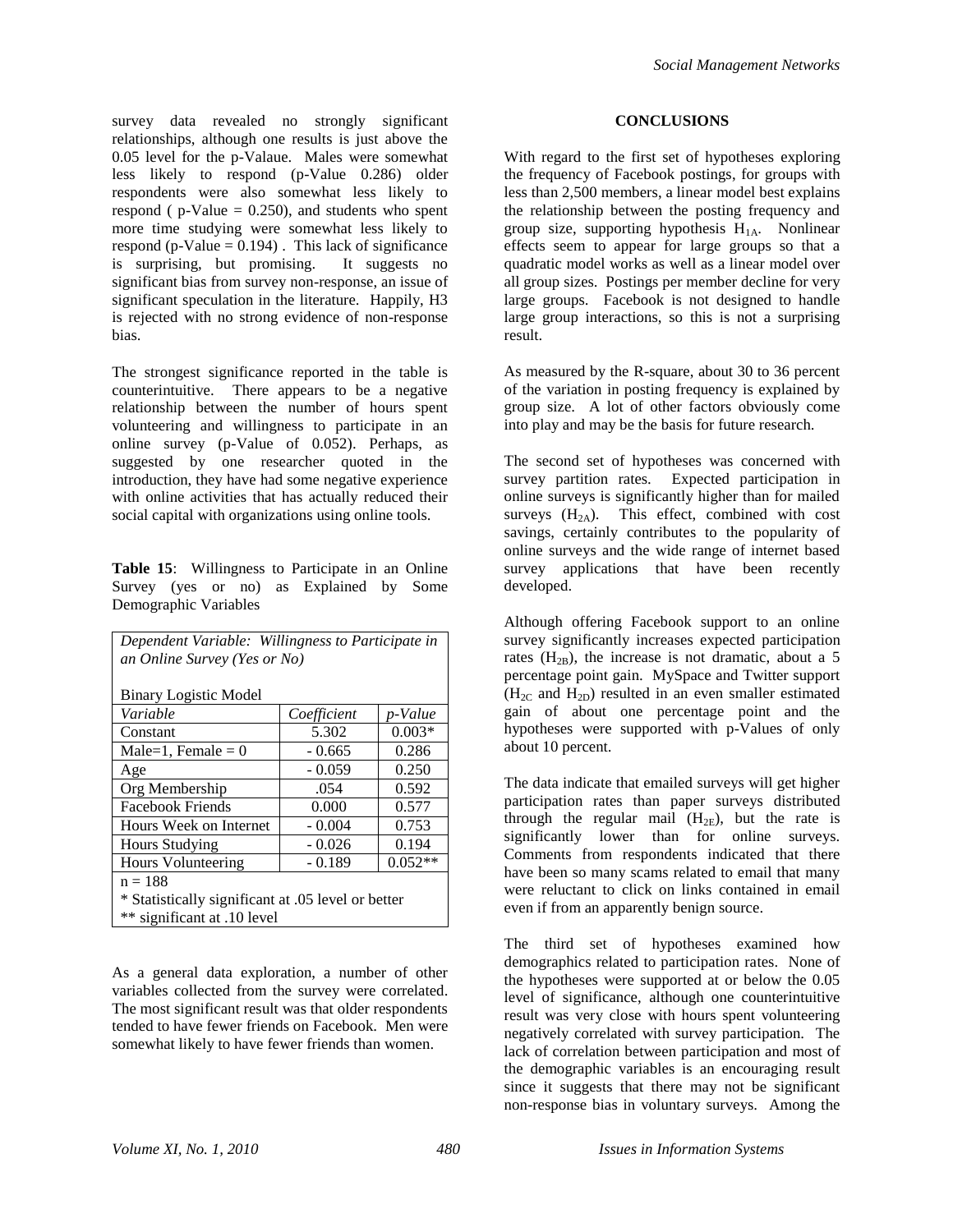survey data revealed no strongly significant relationships, although one results is just above the 0.05 level for the p-Valaue. Males were somewhat less likely to respond (p-Value 0.286) older respondents were also somewhat less likely to respond ( p-Value = 0.250), and students who spent more time studying were somewhat less likely to respond (p-Value = 0.194) . This lack of significance is surprising, but promising. It suggests no significant bias from survey non-response, an issue of significant speculation in the literature. Happily, H3 is rejected with no strong evidence of non-response bias.

The strongest significance reported in the table is counterintuitive. There appears to be a negative relationship between the number of hours spent volunteering and willingness to participate in an online survey (p-Value of 0.052). Perhaps, as suggested by one researcher quoted in the introduction, they have had some negative experience with online activities that has actually reduced their social capital with organizations using online tools.

**Table 15**: Willingness to Participate in an Online Survey (yes or no) as Explained by Some Demographic Variables

| *Dependent Variable: Willingness to Participate in an Online Survey (Yes or No)* | | |
|---|---|---|
| Binary Logistic Model | | |
| *Variable* | *Coefficient* | *p-Value* |
| Constant | 5.302 | 0.003* |
| Male=1, Female = 0 | - 0.665 | 0.286 |
| Age | - 0.059 | 0.250 |
| Org Membership | .054 | 0.592 |
| Facebook Friends | 0.000 | 0.577 |
| Hours Week on Internet | - 0.004 | 0.753 |
| Hours Studying | - 0.026 | 0.194 |
| Hours Volunteering | - 0.189 | 0.052** |
| n = 188 | | |
| * Statistically significant at .05 level or better | | |
| ** significant at .10 level | | |

As a general data exploration, a number of other variables collected from the survey were correlated. The most significant result was that older respondents tended to have fewer friends on Facebook. Men were somewhat likely to have fewer friends than women.

## CONCLUSIONS

With regard to the first set of hypotheses exploring the frequency of Facebook postings, for groups with less than 2,500 members, a linear model best explains the relationship between the posting frequency and group size, supporting hypothesis $H_{1A}$. Nonlinear effects seem to appear for large groups so that a quadratic model works as well as a linear model over all group sizes. Postings per member decline for very large groups. Facebook is not designed to handle large group interactions, so this is not a surprising result.

As measured by the R-square, about 30 to 36 percent of the variation in posting frequency is explained by group size. A lot of other factors obviously come into play and may be the basis for future research.

The second set of hypotheses was concerned with survey partition rates. Expected participation in online surveys is significantly higher than for mailed surveys ($H_{2A}$). This effect, combined with cost savings, certainly contributes to the popularity of online surveys and the wide range of internet based survey applications that have been recently developed.

Although offering Facebook support to an online survey significantly increases expected participation rates ($H_{2B}$), the increase is not dramatic, about a 5 percentage point gain. MySpace and Twitter support ($H_{2C}$ and $H_{2D}$) resulted in an even smaller estimated gain of about one percentage point and the hypotheses were supported with p-Values of only about 10 percent.

The data indicate that emailed surveys will get higher participation rates than paper surveys distributed through the regular mail ($H_{2E}$), but the rate is significantly lower than for online surveys. Comments from respondents indicated that there have been so many scams related to email that many were reluctant to click on links contained in email even if from an apparently benign source.

The third set of hypotheses examined how demographics related to participation rates. None of the hypotheses were supported at or below the 0.05 level of significance, although one counterintuitive result was very close with hours spent volunteering negatively correlated with survey participation. The lack of correlation between participation and most of the demographic variables is an encouraging result since it suggests that there may not be significant non-response bias in voluntary surveys. Among the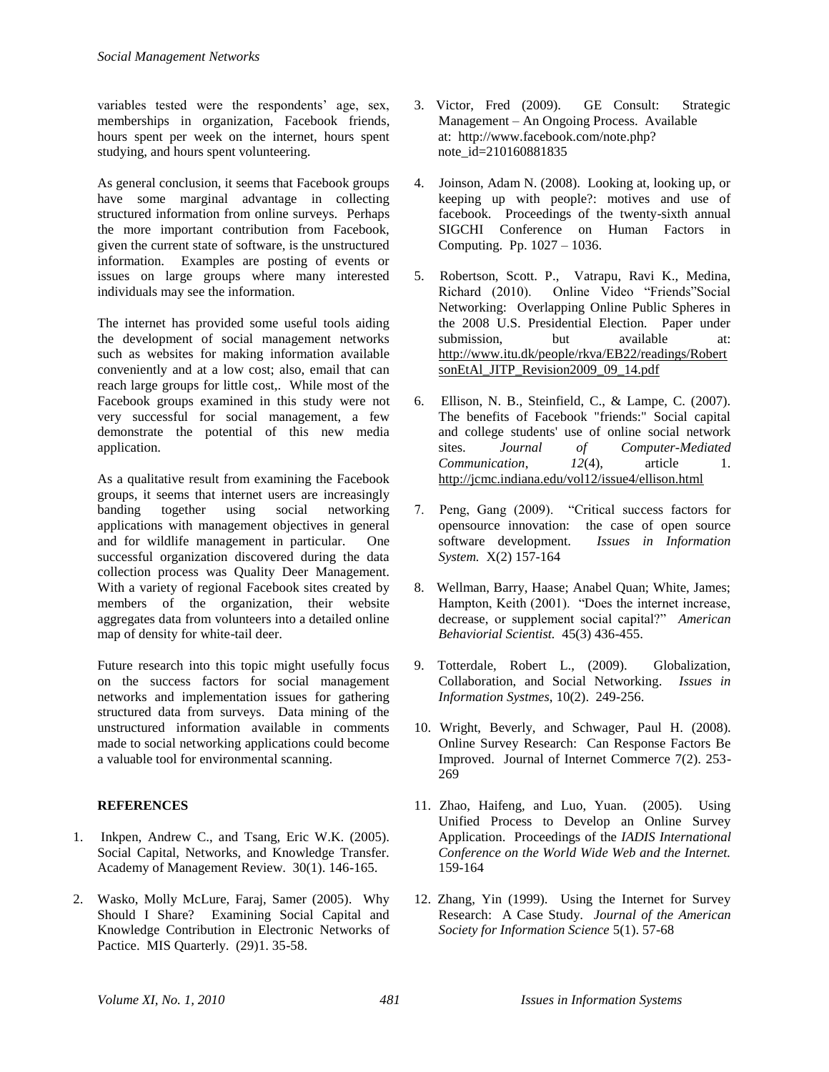variables tested were the respondents' age, sex, memberships in organization, Facebook friends, hours spent per week on the internet, hours spent studying, and hours spent volunteering.

As general conclusion, it seems that Facebook groups have some marginal advantage in collecting structured information from online surveys. Perhaps the more important contribution from Facebook, given the current state of software, is the unstructured information. Examples are posting of events or issues on large groups where many interested individuals may see the information.

The internet has provided some useful tools aiding the development of social management networks such as websites for making information available conveniently and at a low cost; also, email that can reach large groups for little cost,. While most of the Facebook groups examined in this study were not very successful for social management, a few demonstrate the potential of this new media application.

As a qualitative result from examining the Facebook groups, it seems that internet users are increasingly banding together using social networking applications with management objectives in general and for wildlife management in particular. One successful organization discovered during the data collection process was Quality Deer Management. With a variety of regional Facebook sites created by members of the organization, their website aggregates data from volunteers into a detailed online map of density for white-tail deer.

Future research into this topic might usefully focus on the success factors for social management networks and implementation issues for gathering structured data from surveys. Data mining of the unstructured information available in comments made to social networking applications could become a valuable tool for environmental scanning.

## REFERENCES

1. Inkpen, Andrew C., and Tsang, Eric W.K. (2005). Social Capital, Networks, and Knowledge Transfer. Academy of Management Review. 30(1). 146-165.

2. Wasko, Molly McLure, Faraj, Samer (2005). Why Should I Share? Examining Social Capital and Knowledge Contribution in Electronic Networks of Pactice. MIS Quarterly. (29)1. 35-58.

3. Victor, Fred (2009). GE Consult: Strategic Management – An Ongoing Process. Available at: http://www.facebook.com/note.php?note_id=210160881835

4. Joinson, Adam N. (2008). Looking at, looking up, or keeping up with people?: motives and use of facebook. Proceedings of the twenty-sixth annual SIGCHI Conference on Human Factors in Computing. Pp. 1027 – 1036.

5. Robertson, Scott. P., Vatrapu, Ravi K., Medina, Richard (2010). Online Video "Friends"Social Networking: Overlapping Online Public Spheres in the 2008 U.S. Presidential Election. Paper under submission, but available at: http://www.itu.dk/people/rkva/EB22/readings/RobertsonEtAl_JITP_Revision2009_09_14.pdf

6. Ellison, N. B., Steinfield, C., & Lampe, C. (2007). The benefits of Facebook "friends:" Social capital and college students' use of online social network sites. *Journal of Computer-Mediated Communication*, *12*(4), article 1. http://jcmc.indiana.edu/vol12/issue4/ellison.html

7. Peng, Gang (2009). "Critical success factors for opensource innovation: the case of open source software development. *Issues in Information System.* X(2) 157-164

8. Wellman, Barry, Haase; Anabel Quan; White, James; Hampton, Keith (2001). "Does the internet increase, decrease, or supplement social capital?" *American Behaviorial Scientist.* 45(3) 436-455.

9. Totterdale, Robert L., (2009). Globalization, Collaboration, and Social Networking. *Issues in Information Systmes*, 10(2). 249-256.

10. Wright, Beverly, and Schwager, Paul H. (2008). Online Survey Research: Can Response Factors Be Improved. Journal of Internet Commerce 7(2). 253-269

11. Zhao, Haifeng, and Luo, Yuan. (2005). Using Unified Process to Develop an Online Survey Application. Proceedings of the *IADIS International Conference on the World Wide Web and the Internet.* 159-164

12. Zhang, Yin (1999). Using the Internet for Survey Research: A Case Study. *Journal of the American Society for Information Science* 5(1). 57-68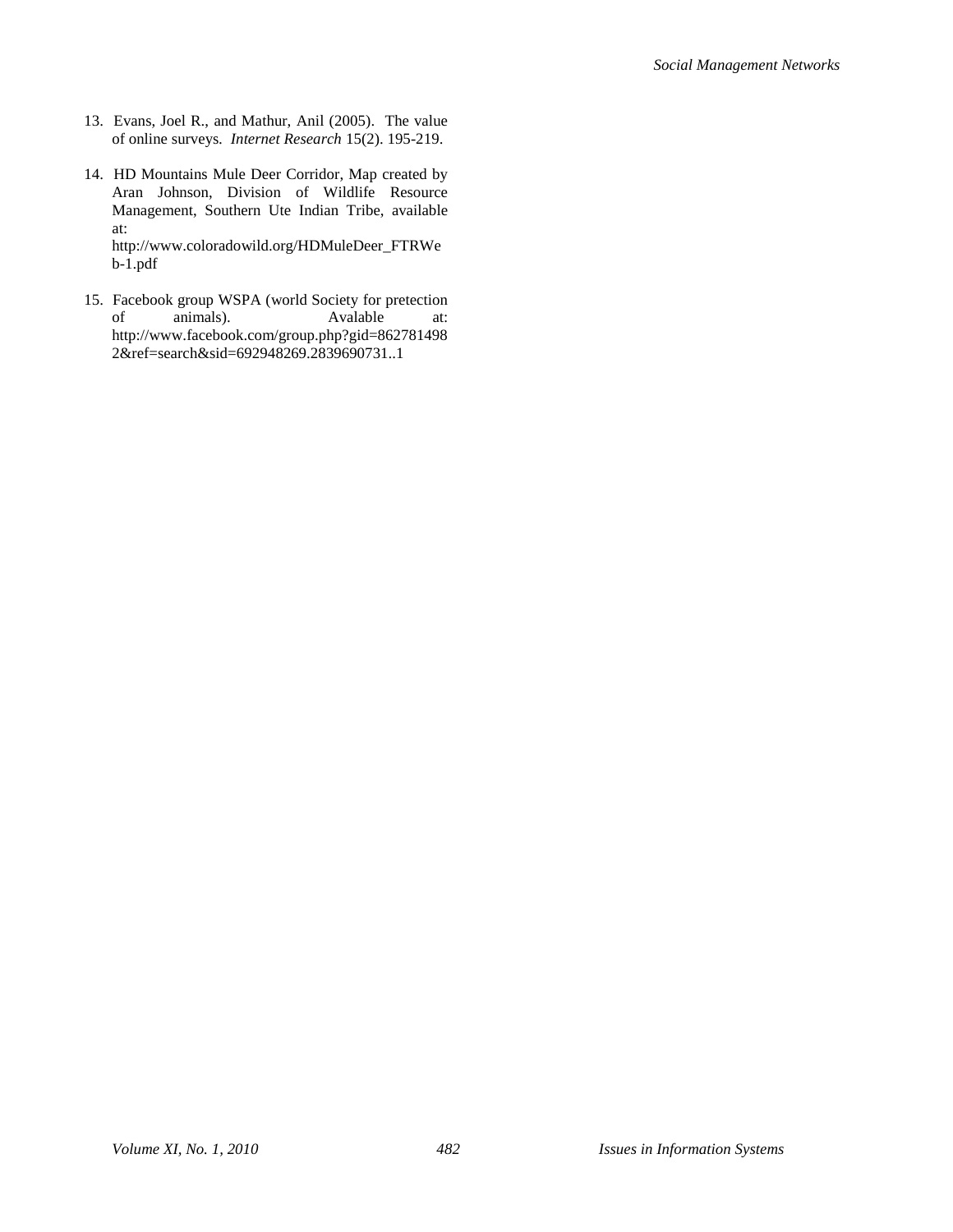13. Evans, Joel R., and Mathur, Anil (2005). The value of online surveys. *Internet Research* 15(2). 195-219.

14. HD Mountains Mule Deer Corridor, Map created by Aran Johnson, Division of Wildlife Resource Management, Southern Ute Indian Tribe, available at: http://www.coloradowild.org/HDMuleDeer_FTRWeb-1.pdf

15. Facebook group WSPA (world Society for pretection of animals). Avalable at: http://www.facebook.com/group.php?gid=8627814982&ref=search&sid=692948269.2839690731..1